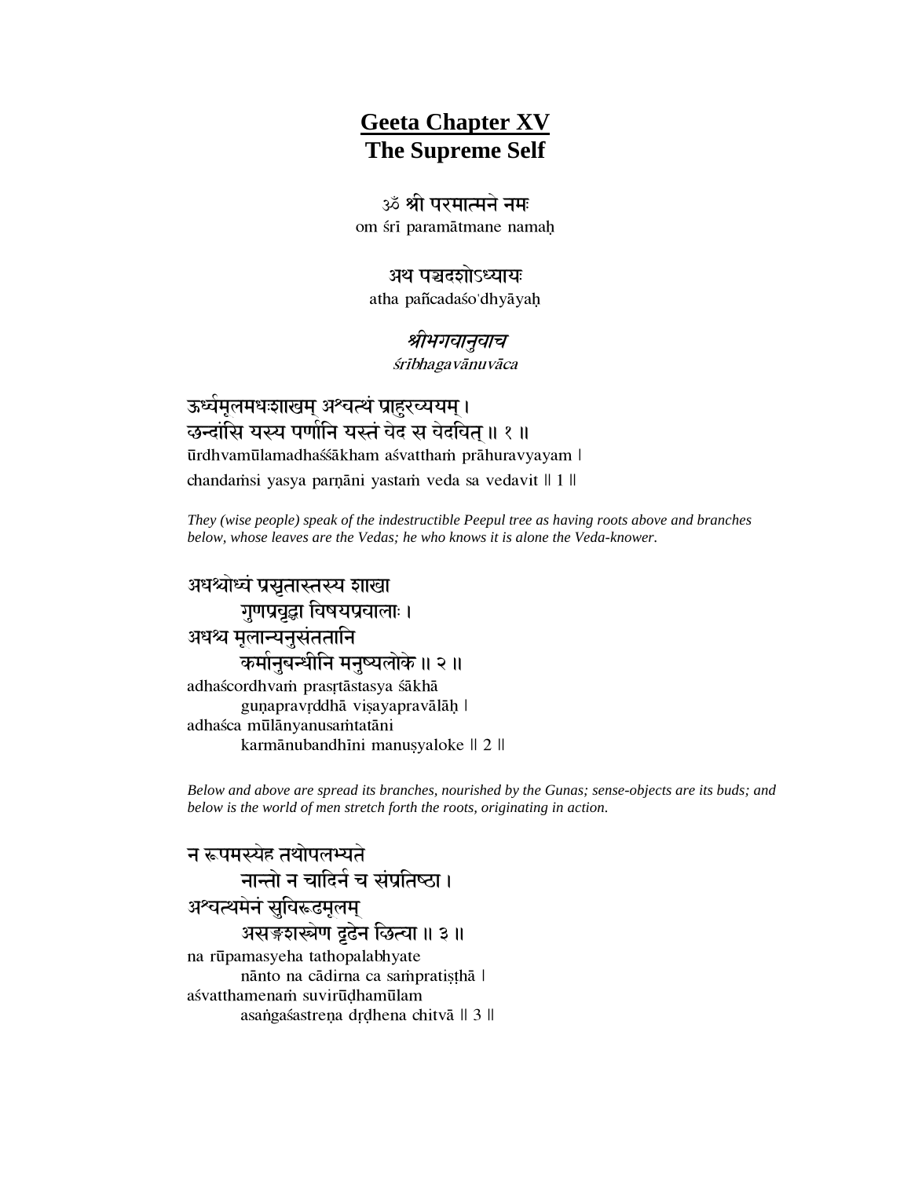# Geeta Chapter XV
## The Supreme Self

ॐ श्री परमात्मने नमः
om śrī paramātmane namaḥ

अथ पञ्चदशोऽध्यायः
atha pañcadaśo'dhyāyaḥ

*श्रीभगवानुवाच*
*śrībhagavānuvāca*

ऊर्ध्वमूलमधःशाखम् अश्वत्थं प्राहुरव्ययम् ।
छन्दांसि यस्य पर्णानि यस्तं वेद स वेदवित् ॥ १ ॥
ūrdhvamūlamadhaśśākham aśvatthaṁ prāhuravyayam ।
chandaṁsi yasya parṇāni yastaṁ veda sa vedavit ॥ 1 ॥

*They (wise people) speak of the indestructible Peepul tree as having roots above and branches below, whose leaves are the Vedas; he who knows it is alone the Veda-knower.*

अधश्चोर्ध्वं प्रसृतास्तस्य शाखा
गुणप्रवृद्धा विषयप्रवालाः ।
अधश्च मूलान्यनुसंततानि
कर्मानुबन्धीनि मनुष्यलोके ॥ २ ॥
adhaścordhvaṁ prasṛtāstasya śākhā
guṇapravṛddhā viṣayapravālāḥ ।
adhaśca mūlānyanusaṁtatāni
karmānubandhīni manuṣyaloke ॥ 2 ॥

*Below and above are spread its branches, nourished by the Gunas; sense-objects are its buds; and below is the world of men stretch forth the roots, originating in action.*

न रूपमस्येह तथोपलभ्यते
नान्तो न चादिर्न च संप्रतिष्ठा ।
अश्वत्थमेनं सुविरूढमूलम्
असङ्गशस्त्रेण दृढेन छित्वा ॥ ३ ॥
na rūpamasyeha tathopalabhyate
nānto na cādirna ca saṁpratiṣṭhā ।
aśvatthamenaṁ suvirūḍhamūlam
asaṅgaśastreṇa dṛḍhena chitvā ॥ 3 ॥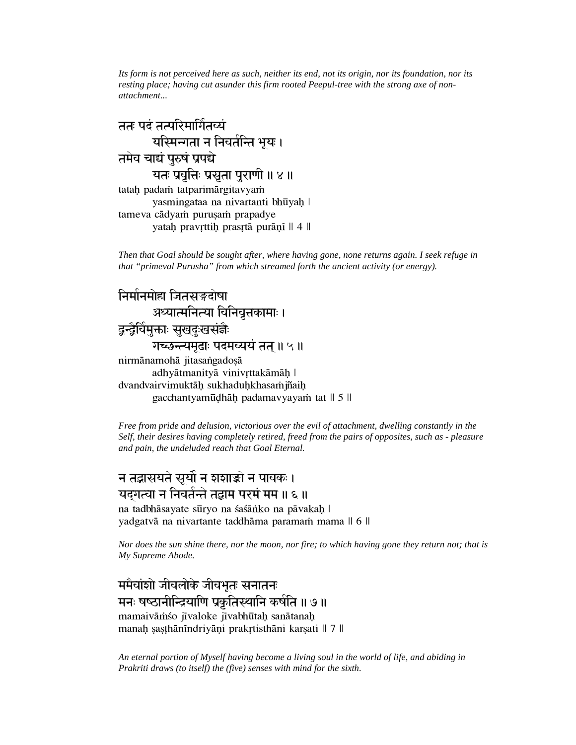*Its form is not perceived here as such, neither its end, not its origin, nor its foundation, nor its resting place; having cut asunder this firm rooted Peepul-tree with the strong axe of non-attachment...*

ततः पदं तत्परिमार्गितव्यं
यस्मिन्गता न निवर्तन्ति भूयः ।
तमेव चाद्यं पुरुषं प्रपद्ये
यतः प्रवृत्तिः प्रसृता पुराणी ॥ ४ ॥

tataḥ padaṁ tatparimārgitavyaṁ
yasmingataa na nivartanti bhūyaḥ |
tameva cādyaṁ puruṣaṁ prapadye
yataḥ pravṛttiḥ prasṛtā purāṇī || 4 ||

*Then that Goal should be sought after, where having gone, none returns again. I seek refuge in that "primeval Purusha" from which streamed forth the ancient activity (or energy).*

निर्मानमोहा जितसङ्गदोषा
अध्यात्मनित्या विनिवृत्तकामाः ।
द्वन्द्वैर्विमुक्ताः सुखदुःखसंज्ञैः
गच्छन्त्यमूढाः पदमव्ययं तत् ॥ ५ ॥

nirmānamohā jitasaṅgadoṣā
adhyātmanityā vinivṛttakāmāḥ |
dvandvairvimuktāḥ sukhaduḥkhasaṁjñaiḥ
gacchantyamūḍhāḥ padamavyayaṁ tat || 5 ||

*Free from pride and delusion, victorious over the evil of attachment, dwelling constantly in the Self, their desires having completely retired, freed from the pairs of opposites, such as - pleasure and pain, the undeluded reach that Goal Eternal.*

न तद्भासयते सूर्यो न शशाङ्को न पावकः ।
यद्गत्वा न निवर्तन्ते तद्धाम परमं मम ॥ ६ ॥

na tadbhāsayate sūryo na śaśāṅko na pāvakaḥ |
yadgatvā na nivartante taddhāma paramaṁ mama || 6 ||

*Nor does the sun shine there, nor the moon, nor fire; to which having gone they return not; that is My Supreme Abode.*

ममैवांशो जीवलोके जीवभूतः सनातनः
मनः षष्ठानीन्द्रियाणि प्रकृतिस्थानि कर्षति ॥ ७ ॥

mamaivāṁśo jīvaloke jīvabhūtaḥ sanātanaḥ
manaḥ ṣaṣṭhānīndriyāṇi prakṛtisthāni karṣati || 7 ||

*An eternal portion of Myself having become a living soul in the world of life, and abiding in Prakriti draws (to itself) the (five) senses with mind for the sixth.*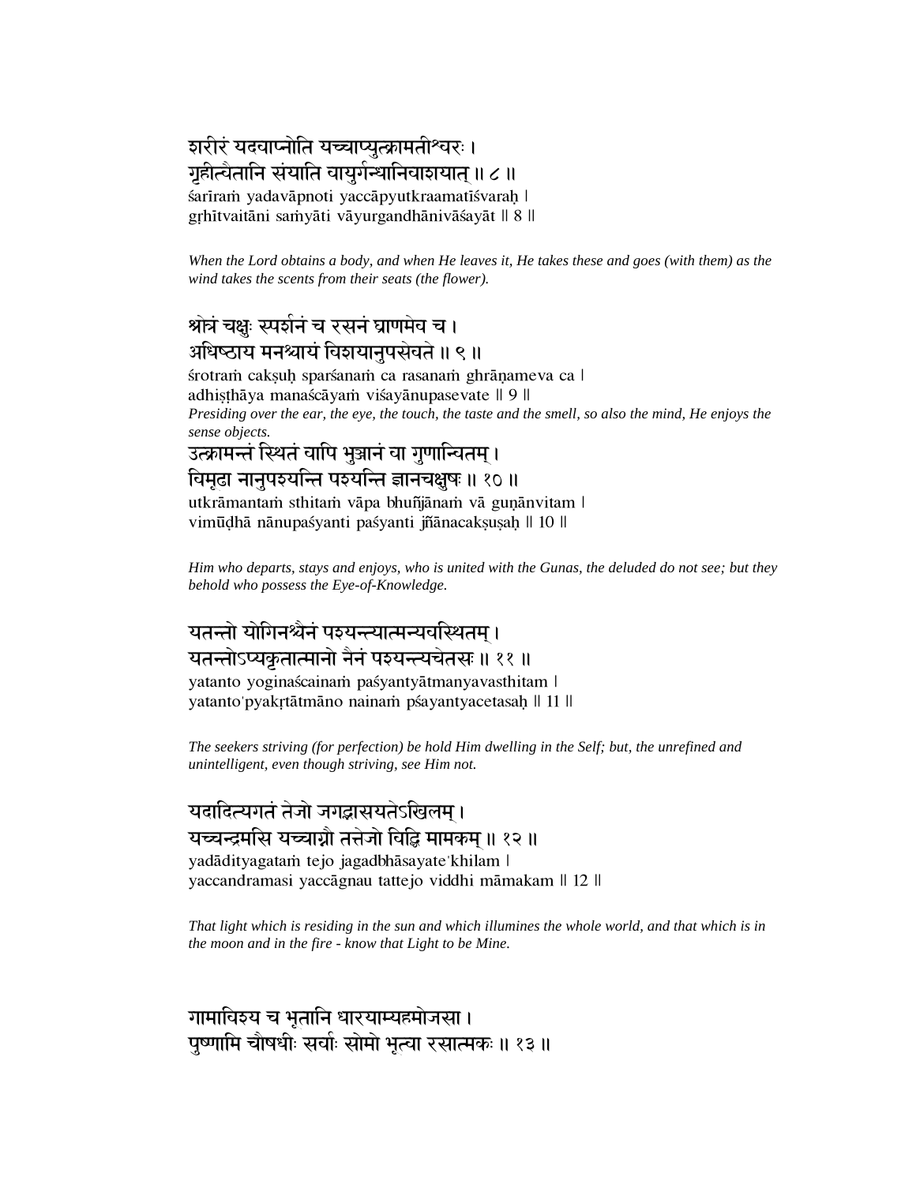शरीरं यदवाप्नोति यच्चाप्युत्क्रामतीश्वरः ।
गृहीत्वैतानि संयाति वायुर्गन्धानिवाशयात् ॥ ८ ॥
śarīraṁ yadavāpnoti yaccāpyutkraamatīśvaraḥ ।
gṛhītvaitāni saṁyāti vāyurgandhānivāśayāt ॥ 8 ॥

*When the Lord obtains a body, and when He leaves it, He takes these and goes (with them) as the wind takes the scents from their seats (the flower).*

श्रोत्रं चक्षुः स्पर्शनं च रसनं घ्राणमेव च ।
अधिष्ठाय मनश्चायं विशयानुपसेवते ॥ ९ ॥
śrotraṁ cakṣuḥ sparśanaṁ ca rasanaṁ ghrāṇameva ca ।
adhiṣṭhāya manaścāyaṁ viśayānupasevate ॥ 9 ॥
*Presiding over the ear, the eye, the touch, the taste and the smell, so also the mind, He enjoys the sense objects.*

उत्क्रामन्तं स्थितं वापि भुञ्जानं वा गुणान्वितम् ।
विमूढा नानुपश्यन्ति पश्यन्ति ज्ञानचक्षुषः ॥ १० ॥
utkrāmantaṁ sthitaṁ vāpa bhuñjānaṁ vā guṇānvitam ।
vimūḍhā nānupaśyanti paśyanti jñānacakṣuṣaḥ ॥ 10 ॥

*Him who departs, stays and enjoys, who is united with the Gunas, the deluded do not see; but they behold who possess the Eye-of-Knowledge.*

यतन्तो योगिनश्चैनं पश्यन्त्यात्मन्यवस्थितम् ।
यतन्तोऽप्यकृतात्मानो नैनं पश्यन्त्यचेतसः ॥ ११ ॥
yatanto yoginaścainaṁ paśyantyātmanyavasthitam ।
yatanto'pyakṛtātmāno nainaṁ pśayantyacetasaḥ ॥ 11 ॥

*The seekers striving (for perfection) be hold Him dwelling in the Self; but, the unrefined and unintelligent, even though striving, see Him not.*

यदादित्यगतं तेजो जगद्भासयतेऽखिलम् ।
यच्चन्द्रमसि यच्चाग्नौ तत्तेजो विद्धि मामकम् ॥ १२ ॥
yadādityagataṁ tejo jagadbhāsayate'khilam ।
yaccandramasi yaccāgnau tattejo viddhi māmakam ॥ 12 ॥

*That light which is residing in the sun and which illumines the whole world, and that which is in the moon and in the fire - know that Light to be Mine.*

गामाविश्य च भूतानि धारयाम्यहमोजसा ।
पुष्णामि चौषधीः सर्वाः सोमो भूत्वा रसात्मकः ॥ १३ ॥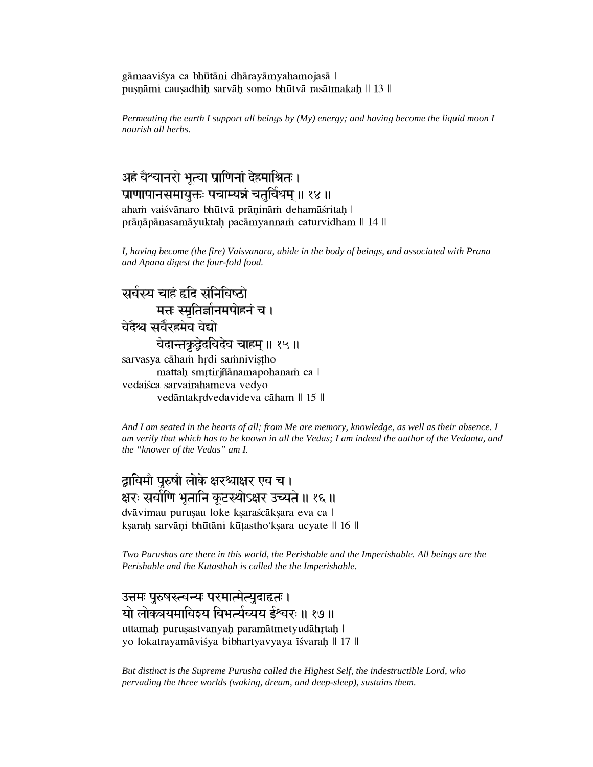gāmaaviśya ca bhūtāni dhārayāmyahamojasā |
puṣṇāmi cauṣadhīḥ sarvāḥ somo bhūtvā rasātmakaḥ || 13 ||

*Permeating the earth I support all beings by (My) energy; and having become the liquid moon I nourish all herbs.*

अहं वैश्वानरो भूत्वा प्राणिनां देहमाश्रितः ।
प्राणापानसमायुक्तः पचाम्यन्नं चतुर्विधम् ॥ १४ ॥

ahaṁ vaiśvānaro bhūtvā prāṇināṁ dehamāśritaḥ |
prāṇāpānasamāyuktaḥ pacāmyannaṁ caturvidham || 14 ||

*I, having become (the fire) Vaisvanara, abide in the body of beings, and associated with Prana and Apana digest the four-fold food.*

सर्वस्य चाहं हृदि संनिविष्टो
मत्तः स्मृतिर्ज्ञानमपोहनं च ।
वेदैश्च सर्वैरहमेव वेद्यो
वेदान्तकृद्वेदविदेव चाहम् ॥ १५ ॥

sarvasya cāhaṁ hṛdi saṁniviṣṭho
mattaḥ smṛtirjñānamapohanaṁ ca |
vedaiśca sarvairahameva vedyo
vedāntakṛdvedavideva cāham || 15 ||

*And I am seated in the hearts of all; from Me are memory, knowledge, as well as their absence. I am verily that which has to be known in all the Vedas; I am indeed the author of the Vedanta, and the "knower of the Vedas" am I.*

द्वाविमौ पुरुषौ लोके क्षरश्चाक्षर एव च ।
क्षरः सर्वाणि भूतानि कूटस्थोऽक्षर उच्यते ॥ १६ ॥

dvāvimau puruṣau loke kṣaraścākṣara eva ca |
kṣaraḥ sarvāṇi bhūtāni kūṭastho'kṣara ucyate || 16 ||

*Two Purushas are there in this world, the Perishable and the Imperishable. All beings are the Perishable and the Kutasthah is called the the Imperishable.*

उत्तमः पुरुषस्त्वन्यः परमात्मेत्युदाहृतः ।
यो लोकत्रयमाविश्य बिभर्त्यव्यय ईश्वरः ॥ १७ ॥

uttamaḥ puruṣastvanyaḥ paramātmetyudāhṛtaḥ |
yo lokatrayamāviśya bibhartyavyaya īśvaraḥ || 17 ||

*But distinct is the Supreme Purusha called the Highest Self, the indestructible Lord, who pervading the three worlds (waking, dream, and deep-sleep), sustains them.*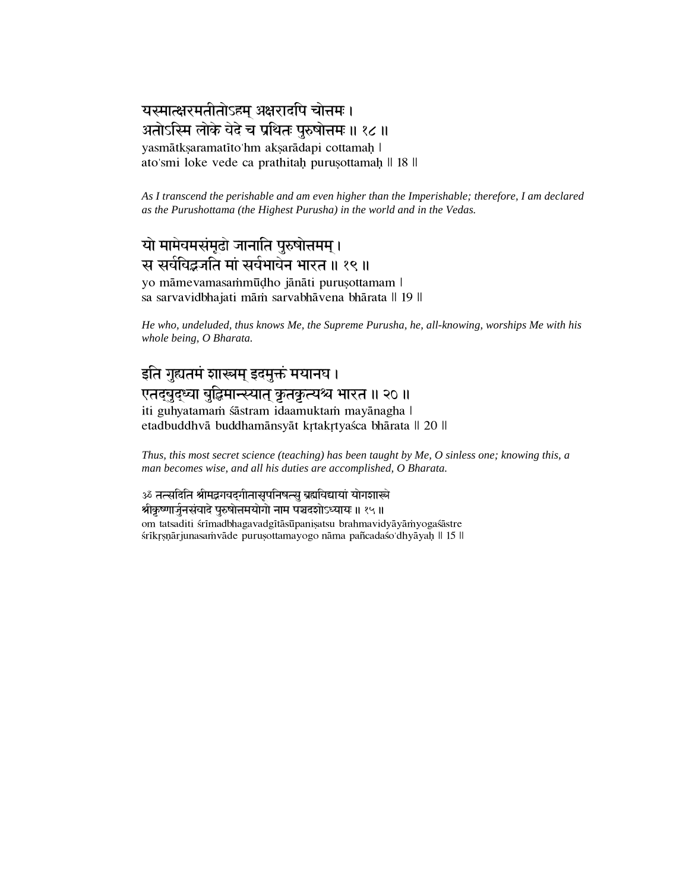यस्मात्क्षरमतीतोऽहम् अक्षरादपि चोत्तमः ।
अतोऽस्मि लोके वेदे च प्रथितः पुरुषोत्तमः ॥ १८ ॥
yasmātkṣaramatīto'hm akṣarādapi cottamaḥ |
ato'smi loke vede ca prathitaḥ puruṣottamaḥ || 18 ||

*As I transcend the perishable and am even higher than the Imperishable; therefore, I am declared as the Purushottama (the Highest Purusha) in the world and in the Vedas.*

यो मामेवमसंमूढो जानाति पुरुषोत्तमम् ।
स सर्वविद्भजति मां सर्वभावेन भारत ॥ १९ ॥
yo māmevamasaṁmūḍho jānāti puruṣottamam |
sa sarvavidbhajati māṁ sarvabhāvena bhārata || 19 ||

*He who, undeluded, thus knows Me, the Supreme Purusha, he, all-knowing, worships Me with his whole being, O Bharata.*

इति गुह्यतमं शास्त्रम् इदमुक्तं मयानघ ।
एतद्बुद्ध्वा बुद्धिमान्स्यात् कृतकृत्यश्च भारत ॥ २० ॥
iti guhyatamaṁ śāstram idaamuktaṁ mayānagha |
etadbuddhvā buddhamānsyāt kṛtakṛtyaśca bhārata || 20 ||

*Thus, this most secret science (teaching) has been taught by Me, O sinless one; knowing this, a man becomes wise, and all his duties are accomplished, O Bharata.*

ॐ तत्सदिति श्रीमद्भगवद्गीतासूपनिषत्सु ब्रह्मविद्यायां योगशास्त्रे
श्रीकृष्णार्जुनसंवादे पुरुषोत्तमयोगो नाम पञ्चदशोऽध्यायः ॥ १५ ॥
om tatsaditi śrīmadbhagavadgītāsūpaniṣatsu brahmavidyāyāṁyogaśāstre
śrīkṛṣṇārjunasaṁvāde puruṣottamayogo nāma pañcadaśo'dhyāyaḥ || 15 ||